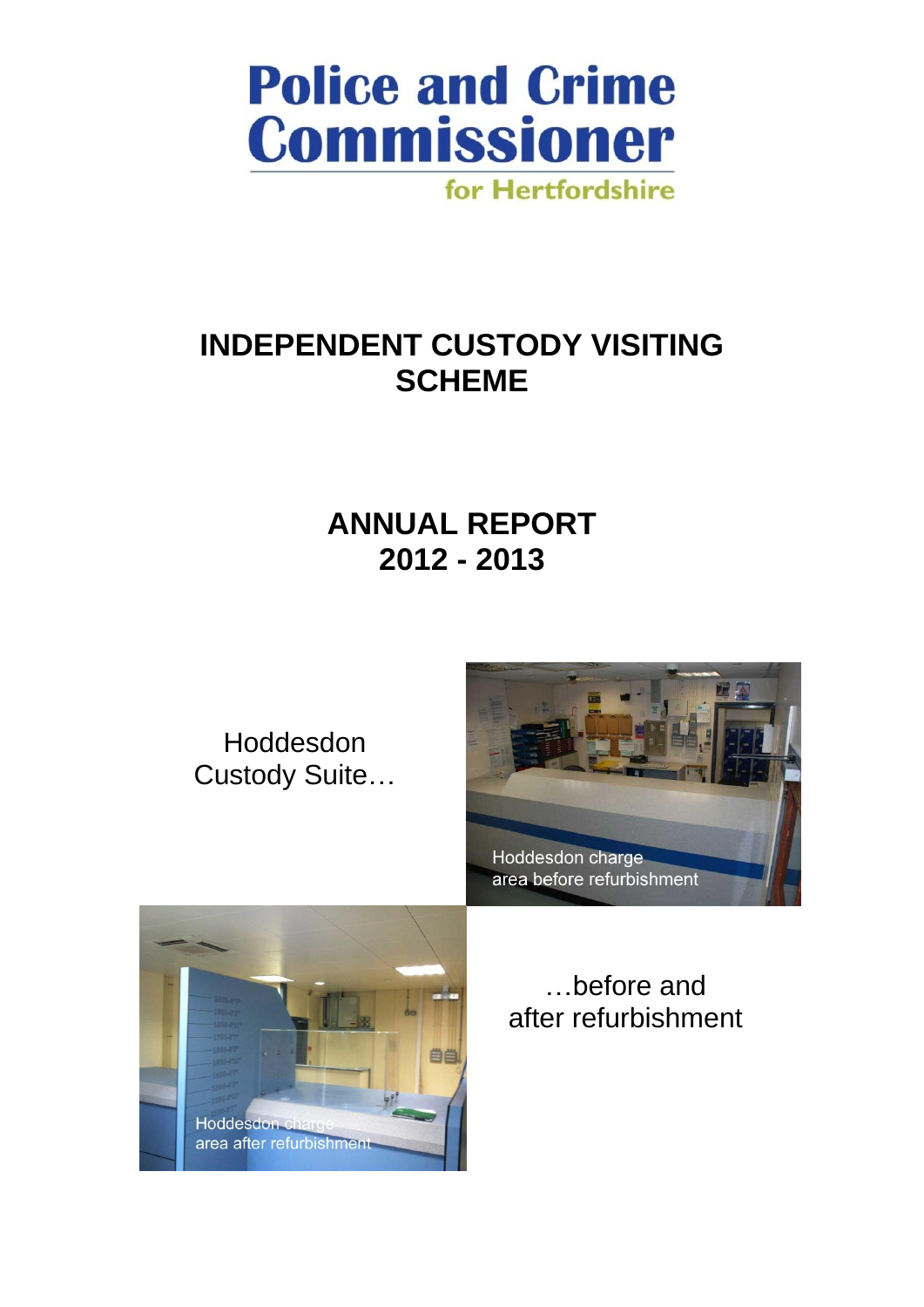**Police and Crime Commissioner**

**for Hertfordshire**

# INDEPENDENT CUSTODY VISITING SCHEME

# ANNUAL REPORT 2012 - 2013

Hoddesdon Custody Suite…

Hoddesdon charge area before refurbishment

Hoddesdon charge area after refurbishment

…before and after refurbishment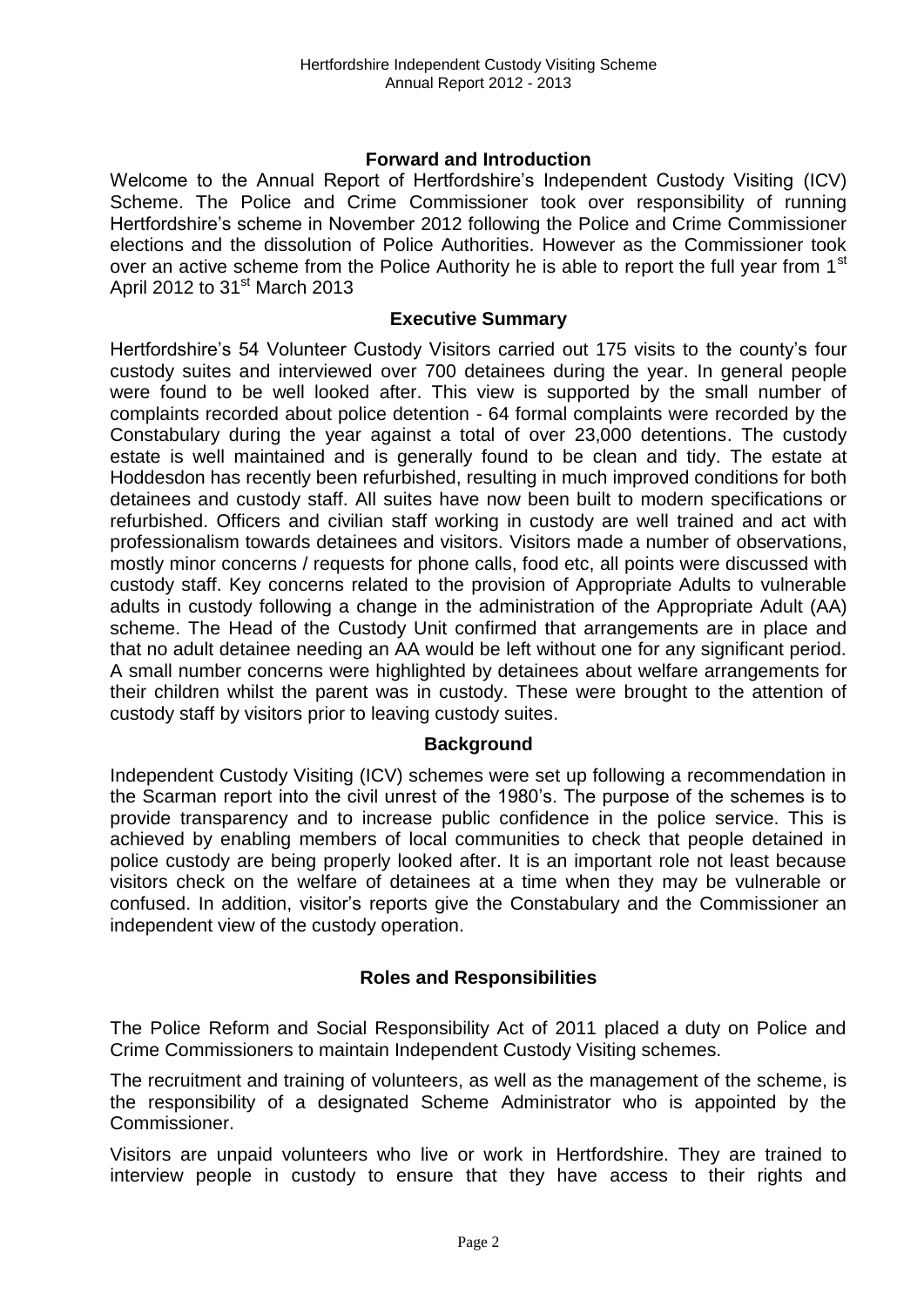## Forward and Introduction

Welcome to the Annual Report of Hertfordshire's Independent Custody Visiting (ICV) Scheme. The Police and Crime Commissioner took over responsibility of running Hertfordshire's scheme in November 2012 following the Police and Crime Commissioner elections and the dissolution of Police Authorities. However as the Commissioner took over an active scheme from the Police Authority he is able to report the full year from 1st April 2012 to 31st March 2013

## Executive Summary

Hertfordshire's 54 Volunteer Custody Visitors carried out 175 visits to the county's four custody suites and interviewed over 700 detainees during the year. In general people were found to be well looked after. This view is supported by the small number of complaints recorded about police detention - 64 formal complaints were recorded by the Constabulary during the year against a total of over 23,000 detentions. The custody estate is well maintained and is generally found to be clean and tidy. The estate at Hoddesdon has recently been refurbished, resulting in much improved conditions for both detainees and custody staff. All suites have now been built to modern specifications or refurbished. Officers and civilian staff working in custody are well trained and act with professionalism towards detainees and visitors. Visitors made a number of observations, mostly minor concerns / requests for phone calls, food etc, all points were discussed with custody staff. Key concerns related to the provision of Appropriate Adults to vulnerable adults in custody following a change in the administration of the Appropriate Adult (AA) scheme. The Head of the Custody Unit confirmed that arrangements are in place and that no adult detainee needing an AA would be left without one for any significant period. A small number concerns were highlighted by detainees about welfare arrangements for their children whilst the parent was in custody. These were brought to the attention of custody staff by visitors prior to leaving custody suites.

## Background

Independent Custody Visiting (ICV) schemes were set up following a recommendation in the Scarman report into the civil unrest of the 1980's. The purpose of the schemes is to provide transparency and to increase public confidence in the police service. This is achieved by enabling members of local communities to check that people detained in police custody are being properly looked after. It is an important role not least because visitors check on the welfare of detainees at a time when they may be vulnerable or confused. In addition, visitor's reports give the Constabulary and the Commissioner an independent view of the custody operation.

## Roles and Responsibilities

The Police Reform and Social Responsibility Act of 2011 placed a duty on Police and Crime Commissioners to maintain Independent Custody Visiting schemes.

The recruitment and training of volunteers, as well as the management of the scheme, is the responsibility of a designated Scheme Administrator who is appointed by the Commissioner.

Visitors are unpaid volunteers who live or work in Hertfordshire. They are trained to interview people in custody to ensure that they have access to their rights and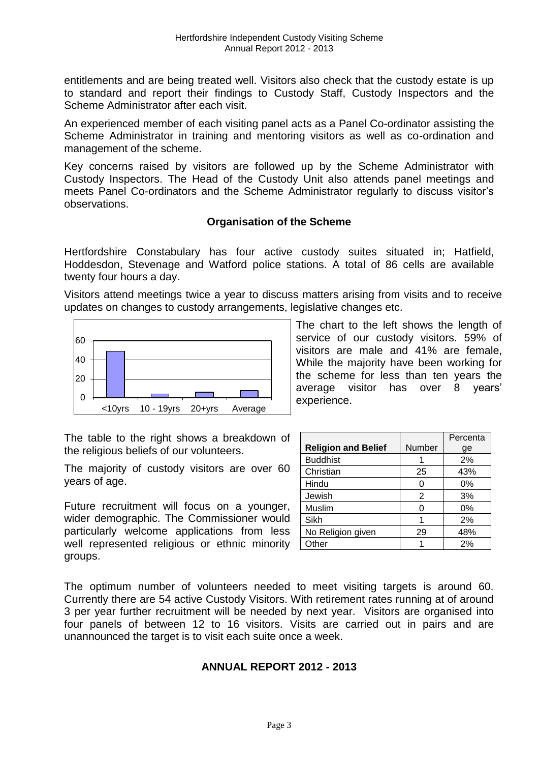entitlements and are being treated well. Visitors also check that the custody estate is up to standard and report their findings to Custody Staff, Custody Inspectors and the Scheme Administrator after each visit.

An experienced member of each visiting panel acts as a Panel Co-ordinator assisting the Scheme Administrator in training and mentoring visitors as well as co-ordination and management of the scheme.

Key concerns raised by visitors are followed up by the Scheme Administrator with Custody Inspectors. The Head of the Custody Unit also attends panel meetings and meets Panel Co-ordinators and the Scheme Administrator regularly to discuss visitor's observations.

## Organisation of the Scheme

Hertfordshire Constabulary has four active custody suites situated in; Hatfield, Hoddesdon, Stevenage and Watford police stations. A total of 86 cells are available twenty four hours a day.

Visitors attend meetings twice a year to discuss matters arising from visits and to receive updates on changes to custody arrangements, legislative changes etc.

The chart to the left shows the length of service of our custody visitors. 59% of visitors are male and 41% are female, While the majority have been working for the scheme for less than ten years the average visitor has over 8 years' experience.

The table to the right shows a breakdown of the religious beliefs of our volunteers.

| Religion and Belief | Number | Percentage |
|---|---|---|
| Buddhist | 1 | 2% |
| Christian | 25 | 43% |
| Hindu | 0 | 0% |
| Jewish | 2 | 3% |
| Muslim | 0 | 0% |
| Sikh | 1 | 2% |
| No Religion given | 29 | 48% |
| Other | 1 | 2% |

The majority of custody visitors are over 60 years of age.

Future recruitment will focus on a younger, wider demographic. The Commissioner would particularly welcome applications from less well represented religious or ethnic minority groups.

The optimum number of volunteers needed to meet visiting targets is around 60. Currently there are 54 active Custody Visitors. With retirement rates running at of around 3 per year further recruitment will be needed by next year. Visitors are organised into four panels of between 12 to 16 visitors. Visits are carried out in pairs and are unannounced the target is to visit each suite once a week.

## ANNUAL REPORT 2012 - 2013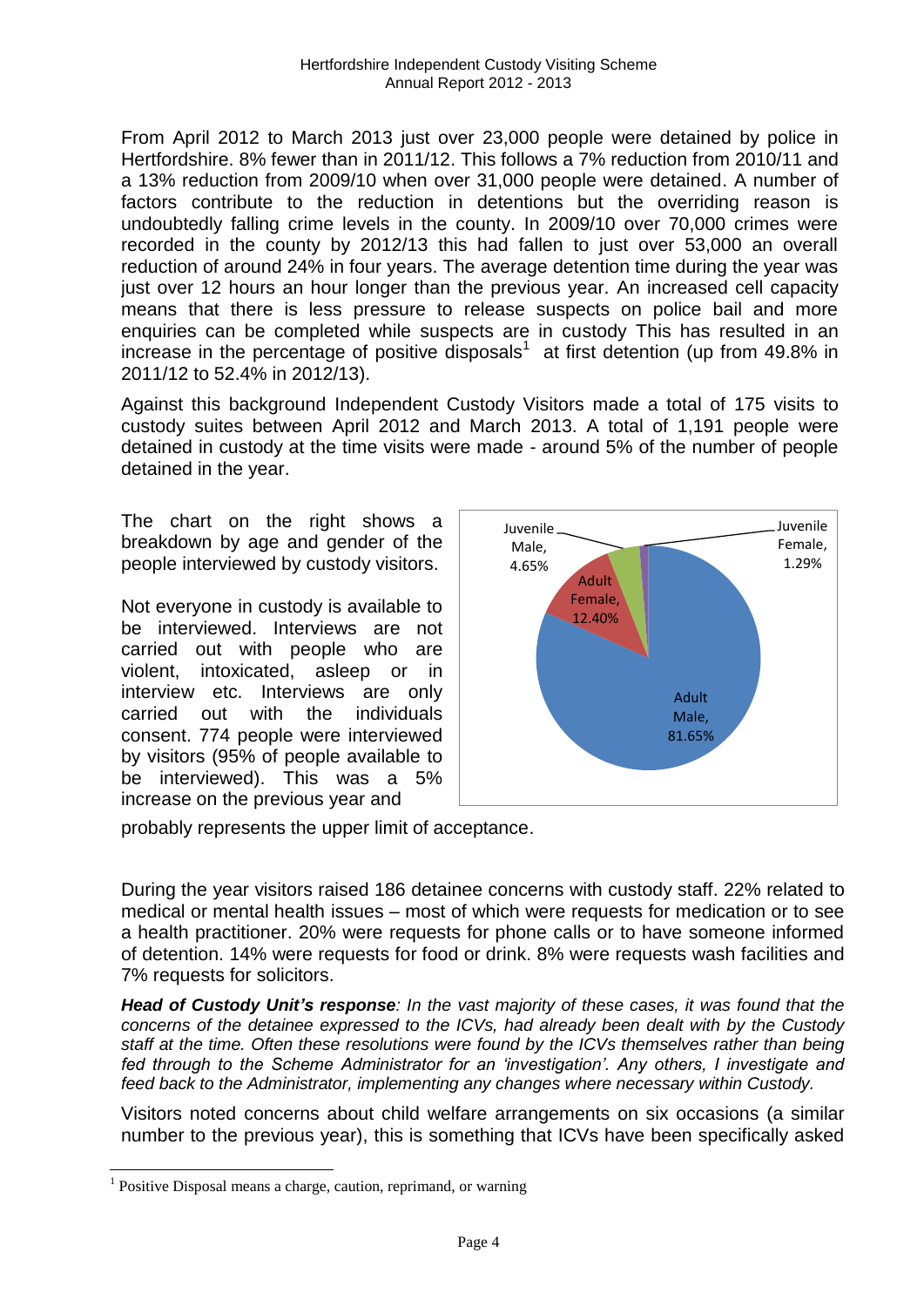From April 2012 to March 2013 just over 23,000 people were detained by police in Hertfordshire. 8% fewer than in 2011/12. This follows a 7% reduction from 2010/11 and a 13% reduction from 2009/10 when over 31,000 people were detained. A number of factors contribute to the reduction in detentions but the overriding reason is undoubtedly falling crime levels in the county. In 2009/10 over 70,000 crimes were recorded in the county by 2012/13 this had fallen to just over 53,000 an overall reduction of around 24% in four years. The average detention time during the year was just over 12 hours an hour longer than the previous year. An increased cell capacity means that there is less pressure to release suspects on police bail and more enquiries can be completed while suspects are in custody This has resulted in an increase in the percentage of positive disposals[1] at first detention (up from 49.8% in 2011/12 to 52.4% in 2012/13).

Against this background Independent Custody Visitors made a total of 175 visits to custody suites between April 2012 and March 2013. A total of 1,191 people were detained in custody at the time visits were made - around 5% of the number of people detained in the year.

The chart on the right shows a breakdown by age and gender of the people interviewed by custody visitors.

| Category | Percentage |
| --- | --- |
| Adult Male | 81.65% |
| Adult Female | 12.40% |
| Juvenile Male | 4.65% |
| Juvenile Female | 1.29% |

Not everyone in custody is available to be interviewed. Interviews are not carried out with people who are violent, intoxicated, asleep or in interview etc. Interviews are only carried out with the individuals consent. 774 people were interviewed by visitors (95% of people available to be interviewed). This was a 5% increase on the previous year and probably represents the upper limit of acceptance.

During the year visitors raised 186 detainee concerns with custody staff. 22% related to medical or mental health issues – most of which were requests for medication or to see a health practitioner. 20% were requests for phone calls or to have someone informed of detention. 14% were requests for food or drink. 8% were requests wash facilities and 7% requests for solicitors.

***Head of Custody Unit's response****: In the vast majority of these cases, it was found that the concerns of the detainee expressed to the ICVs, had already been dealt with by the Custody staff at the time. Often these resolutions were found by the ICVs themselves rather than being fed through to the Scheme Administrator for an 'investigation'. Any others, I investigate and feed back to the Administrator, implementing any changes where necessary within Custody.*

Visitors noted concerns about child welfare arrangements on six occasions (a similar number to the previous year), this is something that ICVs have been specifically asked

[1] Positive Disposal means a charge, caution, reprimand, or warning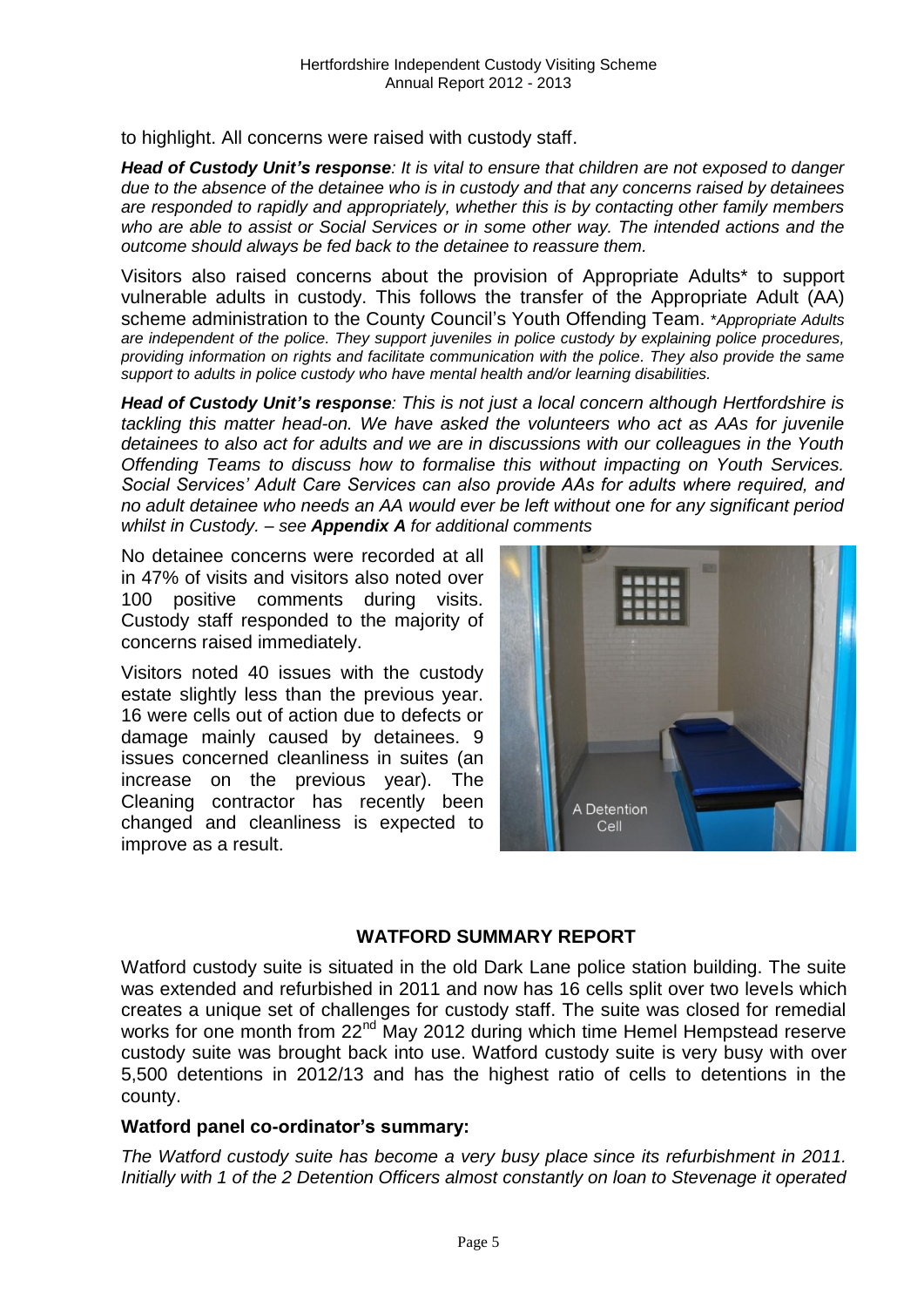to highlight. All concerns were raised with custody staff.

***Head of Custody Unit's response**: It is vital to ensure that children are not exposed to danger due to the absence of the detainee who is in custody and that any concerns raised by detainees are responded to rapidly and appropriately, whether this is by contacting other family members who are able to assist or Social Services or in some other way. The intended actions and the outcome should always be fed back to the detainee to reassure them.*

Visitors also raised concerns about the provision of Appropriate Adults* to support vulnerable adults in custody. This follows the transfer of the Appropriate Adult (AA) scheme administration to the County Council's Youth Offending Team. **Appropriate Adults are independent of the police. They support juveniles in police custody by explaining police procedures, providing information on rights and facilitate communication with the police. They also provide the same support to adults in police custody who have mental health and/or learning disabilities.*

***Head of Custody Unit's response**: This is not just a local concern although Hertfordshire is tackling this matter head-on. We have asked the volunteers who act as AAs for juvenile detainees to also act for adults and we are in discussions with our colleagues in the Youth Offending Teams to discuss how to formalise this without impacting on Youth Services. Social Services' Adult Care Services can also provide AAs for adults where required, and no adult detainee who needs an AA would ever be left without one for any significant period whilst in Custody. – see **Appendix A** for additional comments*

No detainee concerns were recorded at all in 47% of visits and visitors also noted over 100 positive comments during visits. Custody staff responded to the majority of concerns raised immediately.

Visitors noted 40 issues with the custody estate slightly less than the previous year. 16 were cells out of action due to defects or damage mainly caused by detainees. 9 issues concerned cleanliness in suites (an increase on the previous year). The Cleaning contractor has recently been changed and cleanliness is expected to improve as a result.

A Detention Cell

## WATFORD SUMMARY REPORT

Watford custody suite is situated in the old Dark Lane police station building. The suite was extended and refurbished in 2011 and now has 16 cells split over two levels which creates a unique set of challenges for custody staff. The suite was closed for remedial works for one month from 22nd May 2012 during which time Hemel Hempstead reserve custody suite was brought back into use. Watford custody suite is very busy with over 5,500 detentions in 2012/13 and has the highest ratio of cells to detentions in the county.

### Watford panel co-ordinator's summary:

*The Watford custody suite has become a very busy place since its refurbishment in 2011. Initially with 1 of the 2 Detention Officers almost constantly on loan to Stevenage it operated*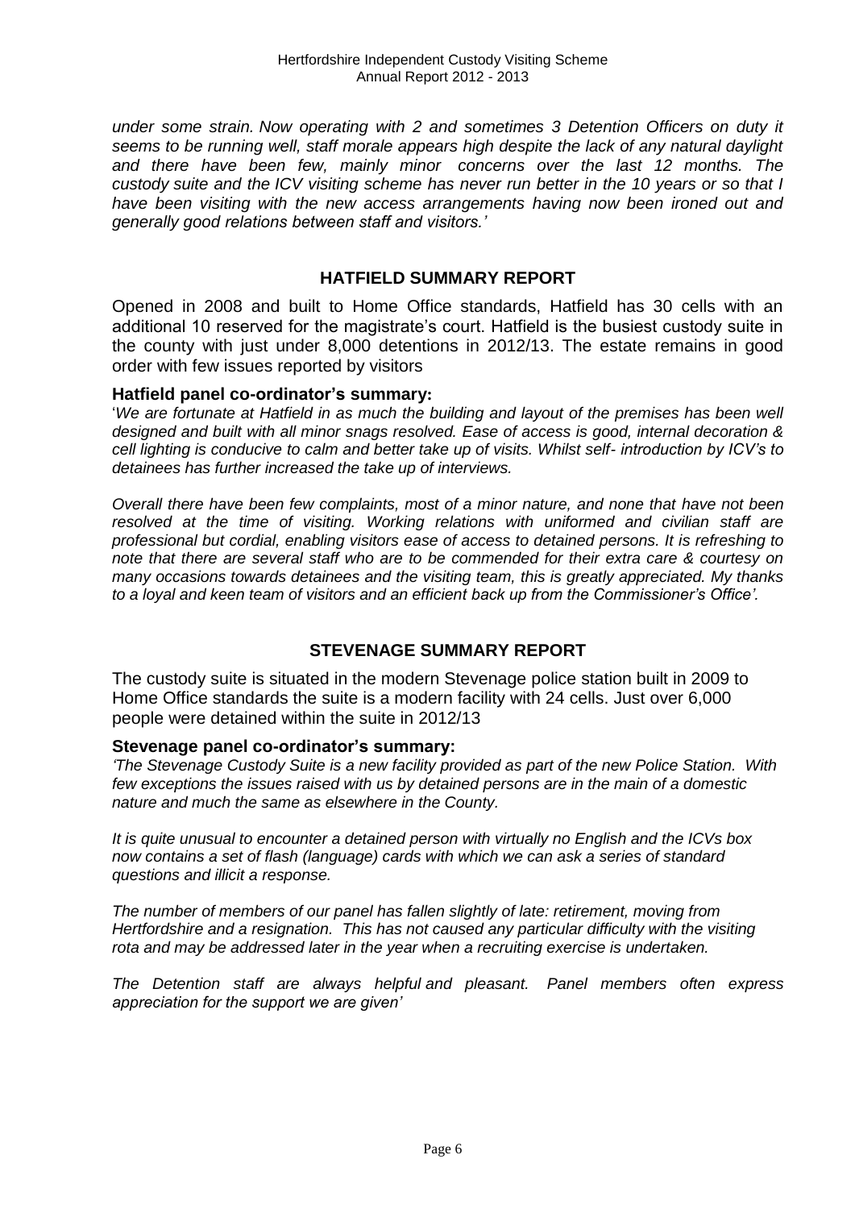*under some strain. Now operating with 2 and sometimes 3 Detention Officers on duty it seems to be running well, staff morale appears high despite the lack of any natural daylight and there have been few, mainly minor concerns over the last 12 months. The custody suite and the ICV visiting scheme has never run better in the 10 years or so that I have been visiting with the new access arrangements having now been ironed out and generally good relations between staff and visitors.'*

## HATFIELD SUMMARY REPORT

Opened in 2008 and built to Home Office standards, Hatfield has 30 cells with an additional 10 reserved for the magistrate's court. Hatfield is the busiest custody suite in the county with just under 8,000 detentions in 2012/13. The estate remains in good order with few issues reported by visitors

### Hatfield panel co-ordinator's summary:

'*We are fortunate at Hatfield in as much the building and layout of the premises has been well designed and built with all minor snags resolved. Ease of access is good, internal decoration & cell lighting is conducive to calm and better take up of visits. Whilst self- introduction by ICV's to detainees has further increased the take up of interviews.*

*Overall there have been few complaints, most of a minor nature, and none that have not been resolved at the time of visiting. Working relations with uniformed and civilian staff are professional but cordial, enabling visitors ease of access to detained persons. It is refreshing to note that there are several staff who are to be commended for their extra care & courtesy on many occasions towards detainees and the visiting team, this is greatly appreciated. My thanks to a loyal and keen team of visitors and an efficient back up from the Commissioner's Office'.*

## STEVENAGE SUMMARY REPORT

The custody suite is situated in the modern Stevenage police station built in 2009 to Home Office standards the suite is a modern facility with 24 cells. Just over 6,000 people were detained within the suite in 2012/13

### Stevenage panel co-ordinator's summary:

*'The Stevenage Custody Suite is a new facility provided as part of the new Police Station. With few exceptions the issues raised with us by detained persons are in the main of a domestic nature and much the same as elsewhere in the County.*

*It is quite unusual to encounter a detained person with virtually no English and the ICVs box now contains a set of flash (language) cards with which we can ask a series of standard questions and illicit a response.*

*The number of members of our panel has fallen slightly of late: retirement, moving from Hertfordshire and a resignation. This has not caused any particular difficulty with the visiting rota and may be addressed later in the year when a recruiting exercise is undertaken.*

*The Detention staff are always helpful and pleasant. Panel members often express appreciation for the support we are given'*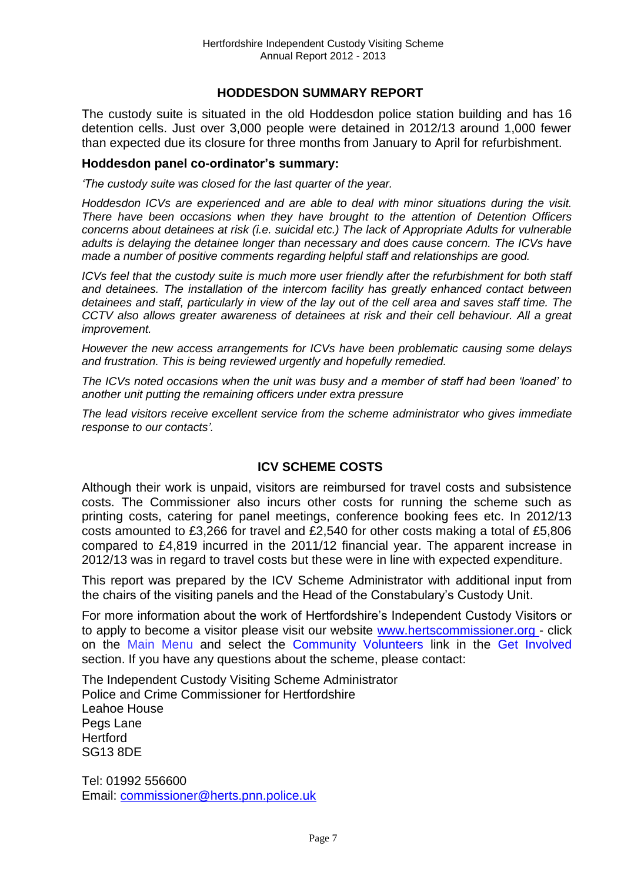## HODDESDON SUMMARY REPORT

The custody suite is situated in the old Hoddesdon police station building and has 16 detention cells. Just over 3,000 people were detained in 2012/13 around 1,000 fewer than expected due its closure for three months from January to April for refurbishment.

### Hoddesdon panel co-ordinator's summary:

*'The custody suite was closed for the last quarter of the year.*

*Hoddesdon ICVs are experienced and are able to deal with minor situations during the visit. There have been occasions when they have brought to the attention of Detention Officers concerns about detainees at risk (i.e. suicidal etc.) The lack of Appropriate Adults for vulnerable adults is delaying the detainee longer than necessary and does cause concern. The ICVs have made a number of positive comments regarding helpful staff and relationships are good.*

*ICVs feel that the custody suite is much more user friendly after the refurbishment for both staff and detainees. The installation of the intercom facility has greatly enhanced contact between detainees and staff, particularly in view of the lay out of the cell area and saves staff time. The CCTV also allows greater awareness of detainees at risk and their cell behaviour. All a great improvement.*

*However the new access arrangements for ICVs have been problematic causing some delays and frustration. This is being reviewed urgently and hopefully remedied.*

*The ICVs noted occasions when the unit was busy and a member of staff had been 'loaned' to another unit putting the remaining officers under extra pressure*

*The lead visitors receive excellent service from the scheme administrator who gives immediate response to our contacts'.*

## ICV SCHEME COSTS

Although their work is unpaid, visitors are reimbursed for travel costs and subsistence costs. The Commissioner also incurs other costs for running the scheme such as printing costs, catering for panel meetings, conference booking fees etc. In 2012/13 costs amounted to £3,266 for travel and £2,540 for other costs making a total of £5,806 compared to £4,819 incurred in the 2011/12 financial year. The apparent increase in 2012/13 was in regard to travel costs but these were in line with expected expenditure.

This report was prepared by the ICV Scheme Administrator with additional input from the chairs of the visiting panels and the Head of the Constabulary's Custody Unit.

For more information about the work of Hertfordshire's Independent Custody Visitors or to apply to become a visitor please visit our website www.hertscommissioner.org - click on the Main Menu and select the Community Volunteers link in the Get Involved section. If you have any questions about the scheme, please contact:

The Independent Custody Visiting Scheme Administrator
Police and Crime Commissioner for Hertfordshire
Leahoe House
Pegs Lane
Hertford
SG13 8DE

Tel: 01992 556600
Email: commissioner@herts.pnn.police.uk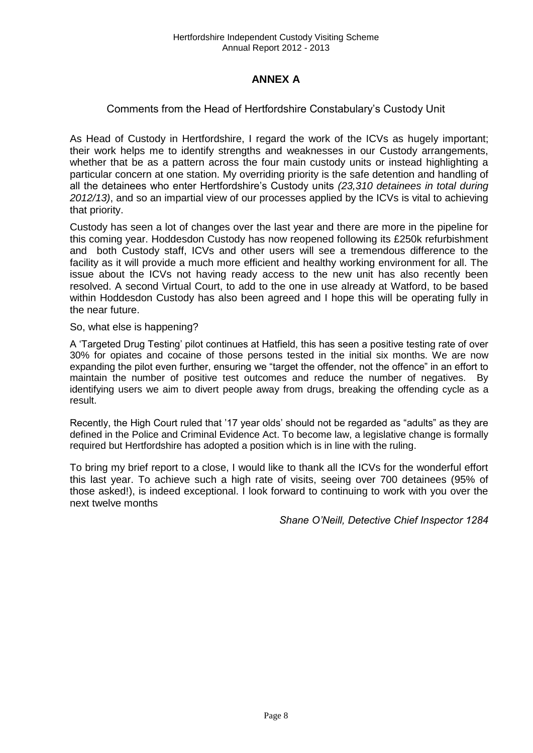## ANNEX A

### Comments from the Head of Hertfordshire Constabulary's Custody Unit

As Head of Custody in Hertfordshire, I regard the work of the ICVs as hugely important; their work helps me to identify strengths and weaknesses in our Custody arrangements, whether that be as a pattern across the four main custody units or instead highlighting a particular concern at one station. My overriding priority is the safe detention and handling of all the detainees who enter Hertfordshire's Custody units *(23,310 detainees in total during 2012/13)*, and so an impartial view of our processes applied by the ICVs is vital to achieving that priority.

Custody has seen a lot of changes over the last year and there are more in the pipeline for this coming year. Hoddesdon Custody has now reopened following its £250k refurbishment and both Custody staff, ICVs and other users will see a tremendous difference to the facility as it will provide a much more efficient and healthy working environment for all. The issue about the ICVs not having ready access to the new unit has also recently been resolved. A second Virtual Court, to add to the one in use already at Watford, to be based within Hoddesdon Custody has also been agreed and I hope this will be operating fully in the near future.

So, what else is happening?

A 'Targeted Drug Testing' pilot continues at Hatfield, this has seen a positive testing rate of over 30% for opiates and cocaine of those persons tested in the initial six months. We are now expanding the pilot even further, ensuring we "target the offender, not the offence" in an effort to maintain the number of positive test outcomes and reduce the number of negatives. By identifying users we aim to divert people away from drugs, breaking the offending cycle as a result.

Recently, the High Court ruled that '17 year olds' should not be regarded as "adults" as they are defined in the Police and Criminal Evidence Act. To become law, a legislative change is formally required but Hertfordshire has adopted a position which is in line with the ruling.

To bring my brief report to a close, I would like to thank all the ICVs for the wonderful effort this last year. To achieve such a high rate of visits, seeing over 700 detainees (95% of those asked!), is indeed exceptional. I look forward to continuing to work with you over the next twelve months

*Shane O'Neill, Detective Chief Inspector 1284*